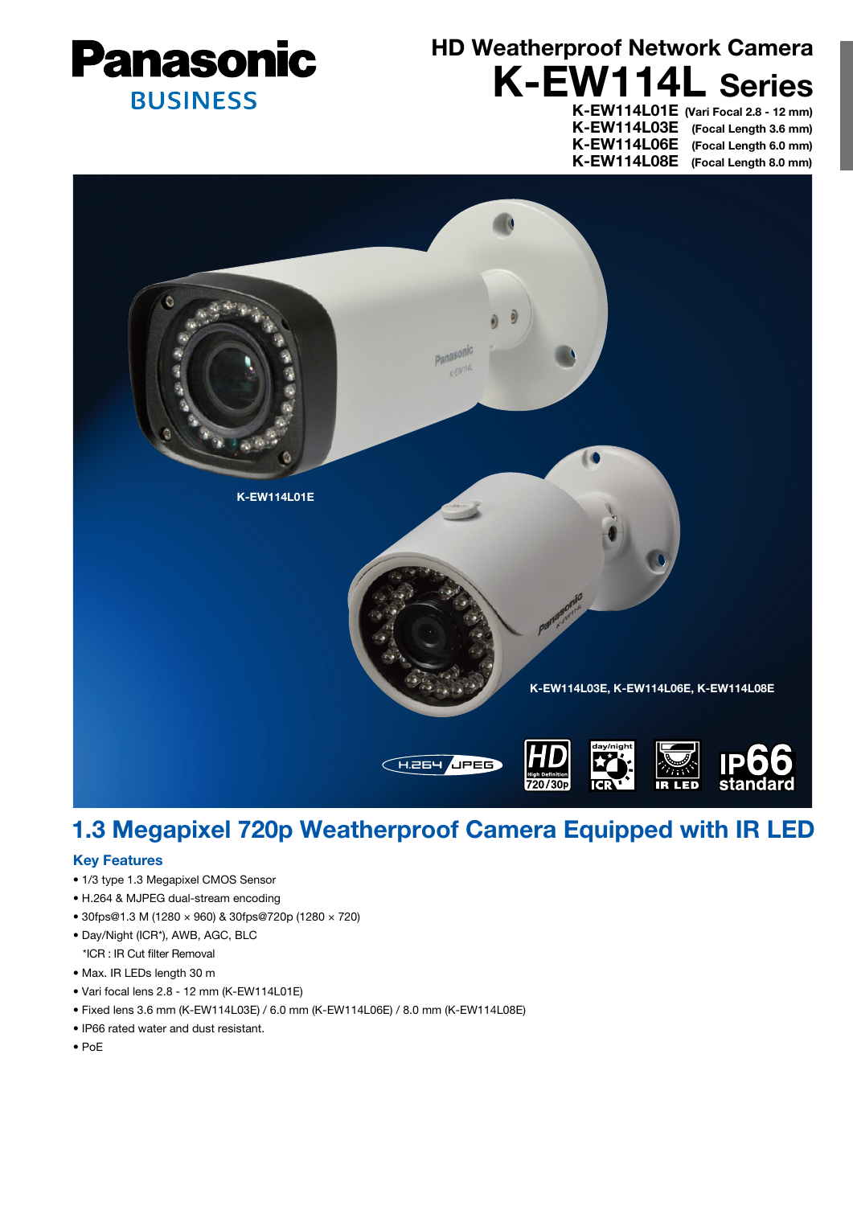Panasonic BUSINESS

# HD Weatherproof Network Camera

# K-EW114L Series

**K-EW114L01E** (Vari Focal 2.8 - 12 mm)
**K-EW114L03E** (Focal Length 3.6 mm)
**K-EW114L06E** (Focal Length 6.0 mm)
**K-EW114L08E** (Focal Length 8.0 mm)

K-EW114L01E

K-EW114L03E, K-EW114L06E, K-EW114L08E

## 1.3 Megapixel 720p Weatherproof Camera Equipped with IR LED

### Key Features

- 1/3 type 1.3 Megapixel CMOS Sensor
- H.264 & MJPEG dual-stream encoding
- 30fps@1.3 M (1280 × 960) & 30fps@720p (1280 × 720)
- Day/Night (ICR*), AWB, AGC, BLC
  *ICR : IR Cut filter Removal
- Max. IR LEDs length 30 m
- Vari focal lens 2.8 - 12 mm (K-EW114L01E)
- Fixed lens 3.6 mm (K-EW114L03E) / 6.0 mm (K-EW114L06E) / 8.0 mm (K-EW114L08E)
- IP66 rated water and dust resistant.
- PoE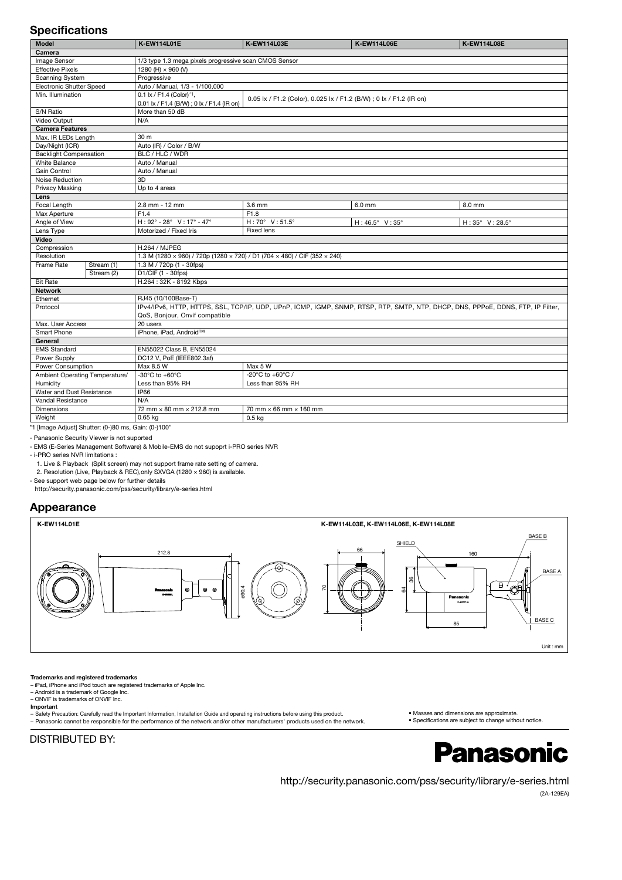## Specifications

| Model | | K-EW114L01E | K-EW114L03E | K-EW114L06E | K-EW114L08E |
|---|---|---|---|---|---|
| **Camera** | | | | | |
| Image Sensor | | 1/3 type 1.3 mega pixels progressive scan CMOS Sensor | | | |
| Effective Pixels | | 1280 (H) × 960 (V) | | | |
| Scanning System | | Progressive | | | |
| Electronic Shutter Speed | | Auto / Manual, 1/3 - 1/100,000 | | | |
| Min. Illumination | | 0.1 lx / F1.4 (Color)*1, 0.01 lx / F1.4 (B/W) ; 0 lx / F1.4 (IR on) | 0.05 lx / F1.2 (Color), 0.025 lx / F1.2 (B/W) ; 0 lx / F1.2 (IR on) | | |
| S/N Ratio | | More than 50 dB | | | |
| Video Output | | N/A | | | |
| **Camera Features** | | | | | |
| Max. IR LEDs Length | | 30 m | | | |
| Day/Night (ICR) | | Auto (IR) / Color / B/W | | | |
| Backlight Compensation | | BLC / HLC / WDR | | | |
| White Balance | | Auto / Manual | | | |
| Gain Control | | Auto / Manual | | | |
| Noise Reduction | | 3D | | | |
| Privacy Masking | | Up to 4 areas | | | |
| **Lens** | | | | | |
| Focal Length | | 2.8 mm - 12 mm | 3.6 mm | 6.0 mm | 8.0 mm |
| Max Aperture | | F1.4 | F1.8 | | |
| Angle of View | | H : 92° - 28° V : 17° - 47° | H : 70° V : 51.5° | H : 46.5° V : 35° | H : 35° V : 28.5° |
| Lens Type | | Motorized / Fixed Iris | Fixed lens | | |
| **Video** | | | | | |
| Compression | | H.264 / MJPEG | | | |
| Resolution | | 1.3 M (1280 × 960) / 720p (1280 × 720) / D1 (704 × 480) / CIF (352 × 240) | | | |
| Frame Rate | Stream (1) | 1.3 M / 720p (1 - 30fps) | | | |
| | Stream (2) | D1/CIF (1 - 30fps) | | | |
| Bit Rate | | H.264 : 32K - 8192 Kbps | | | |
| **Network** | | | | | |
| Ethernet | | RJ45 (10/100Base-T) | | | |
| Protocol | | IPv4/IPv6, HTTP, HTTPS, SSL, TCP/IP, UDP, UPnP, ICMP, IGMP, SNMP, RTSP, RTP, SMTP, NTP, DHCP, DNS, PPPoE, DDNS, FTP, IP Filter, QoS, Bonjour, Onvif compatible | | | |
| Max. User Access | | 20 users | | | |
| Smart Phone | | iPhone, iPad, Android™ | | | |
| **General** | | | | | |
| EMS Standard | | EN55022 Class B, EN55024 | | | |
| Power Supply | | DC12 V, PoE (IEEE802.3af) | | | |
| Power Consumption | | Max 8.5 W | Max 5 W | | |
| Ambient Operating Temperature/ Humidity | | -30°C to +60°C Less than 95% RH | -20°C to +60°C / Less than 95% RH | | |
| Water and Dust Resistance | | IP66 | | | |
| Vandal Resistance | | N/A | | | |
| Dimensions | | 72 mm × 80 mm × 212.8 mm | 70 mm × 66 mm × 160 mm | | |
| Weight | | 0.65 kg | 0.5 kg | | |

*1 [Image Adjust] Shutter: (0-)80 ms, Gain: (0-)100"

- Panasonic Security Viewer is not suported
- EMS (E-Series Management Software) & Mobile-EMS do not supoprt i-PRO series NVR
- i-PRO series NVR limitations :
  1. Live & Playback (Split screen) may not support frame rate setting of camera.
  2. Resolution (Live, Playback & REC),only SXVGA (1280 × 960) is available.
- See support web page below for further details
  http://security.panasonic.com/pss/security/library/e-series.html

## Appearance

K-EW114L01E

212.8

ø90.4

K-EW114L03E, K-EW114L06E, K-EW114L08E

66

70

SHIELD

160

BASE B

BASE A

36

64

85

BASE C

Unit : mm

**Trademarks and registered trademarks**

– iPad, iPhone and iPod touch are registered trademarks of Apple Inc.
– Android is a trademark of Google Inc.
– ONVIF is trademarks of ONVIF Inc.

**Important**

– Safety Precaution: Carefully read the Important Information, Installation Guide and operating instructions before using this product.
– Panasonic cannot be responsible for the performance of the network and/or other manufacturers' products used on the network.

• Masses and dimensions are approximate.
• Specifications are subject to change without notice.

DISTRIBUTED BY:

**Panasonic**

http://security.panasonic.com/pss/security/library/e-series.html

(2A-129EA)